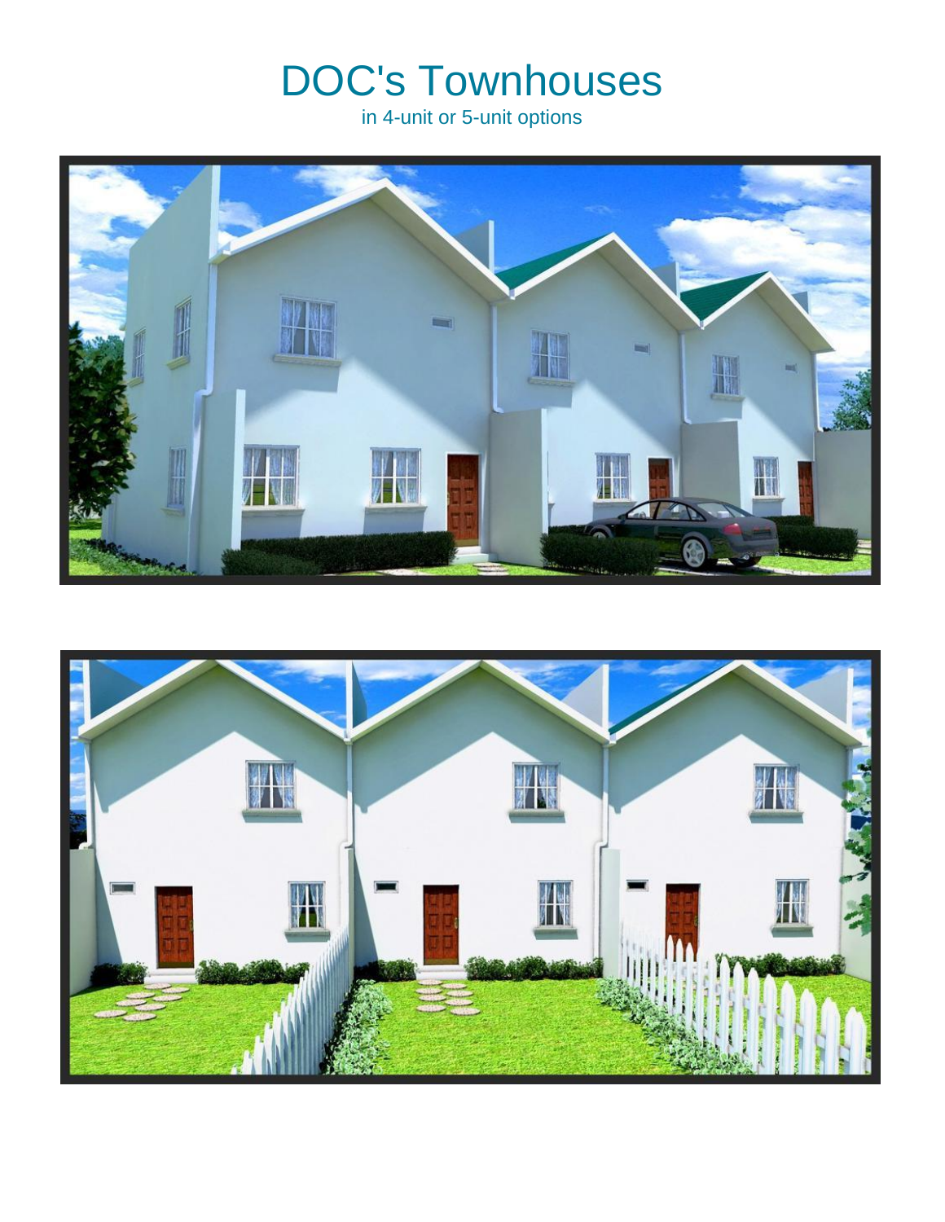# DOC's Townhouses

in 4-unit or 5-unit options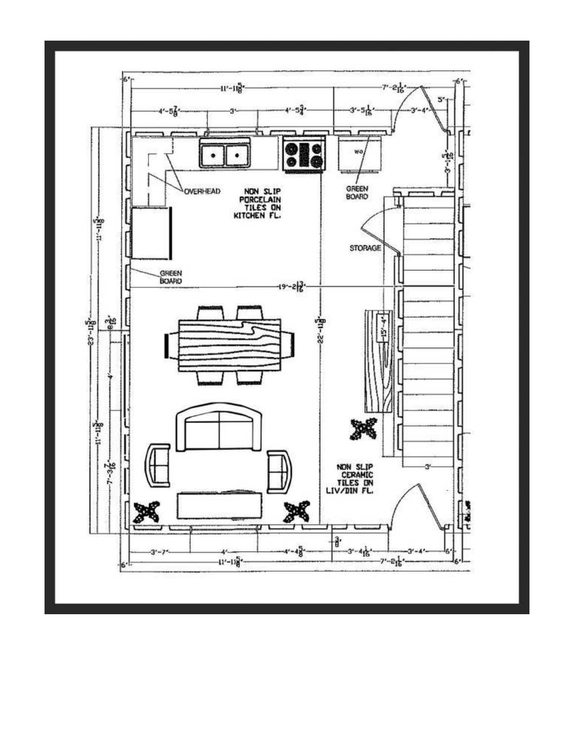NON SLIP PORCELAIN TILES ON KITCHEN FL.

OVERHEAD

GREEN BOARD

W/D

STORAGE

NON SLIP CERAMIC TILES ON LIV/DIN FL.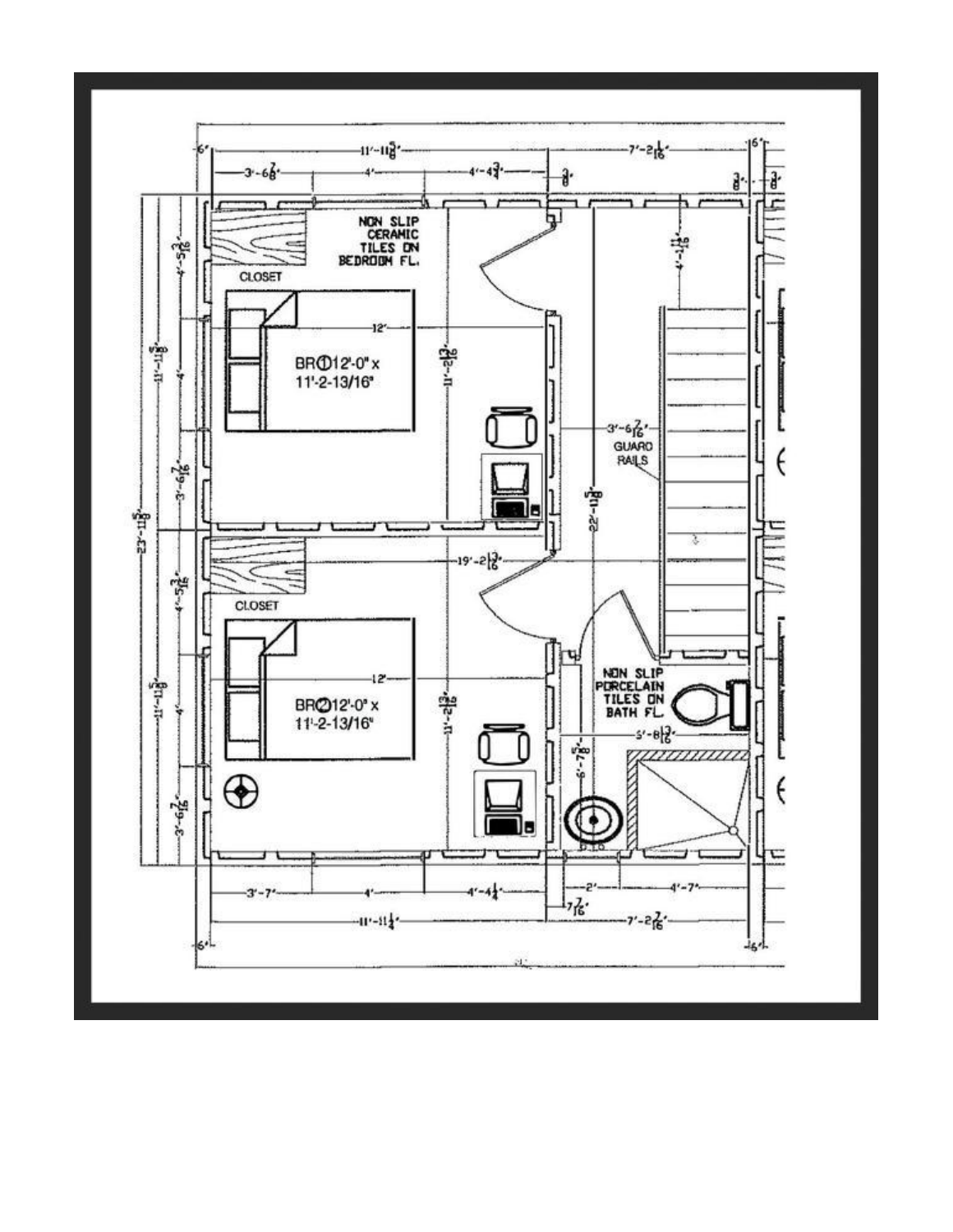NON SLIP CERAMIC TILES ON BEDROOM FL.

CLOSET

BR①12'-0" x 11'-2-13/16"

CLOSET

BR②12'-0" x 11'-2-13/16"

GUARD RAILS

NON SLIP PORCELAIN TILES ON BATH FL.

6" — 11'-11 5/8" — 7'-2 1/16" — 6"

3'-6 7/8" — 4' — 4'-4 3/4" — 3/8" — 3/8" — 3/8"

12'

11'-2 13/16"

19'-2 13/16"

22'-11 5/8"

3'-6 7/16"

4'-11 1/16"

5'-8 13/16"

6'-7 5/8"

23'-11 5/8"

11'-11 5/8"

4'-5 3/16" — 4' — 3'-6 7/16"

3'-7" — 4' — 4'-4 1/4" — 2' — 4'-7"

7 7/16"

6" — 11'-11 1/4" — 7'-2 7/16" — 6"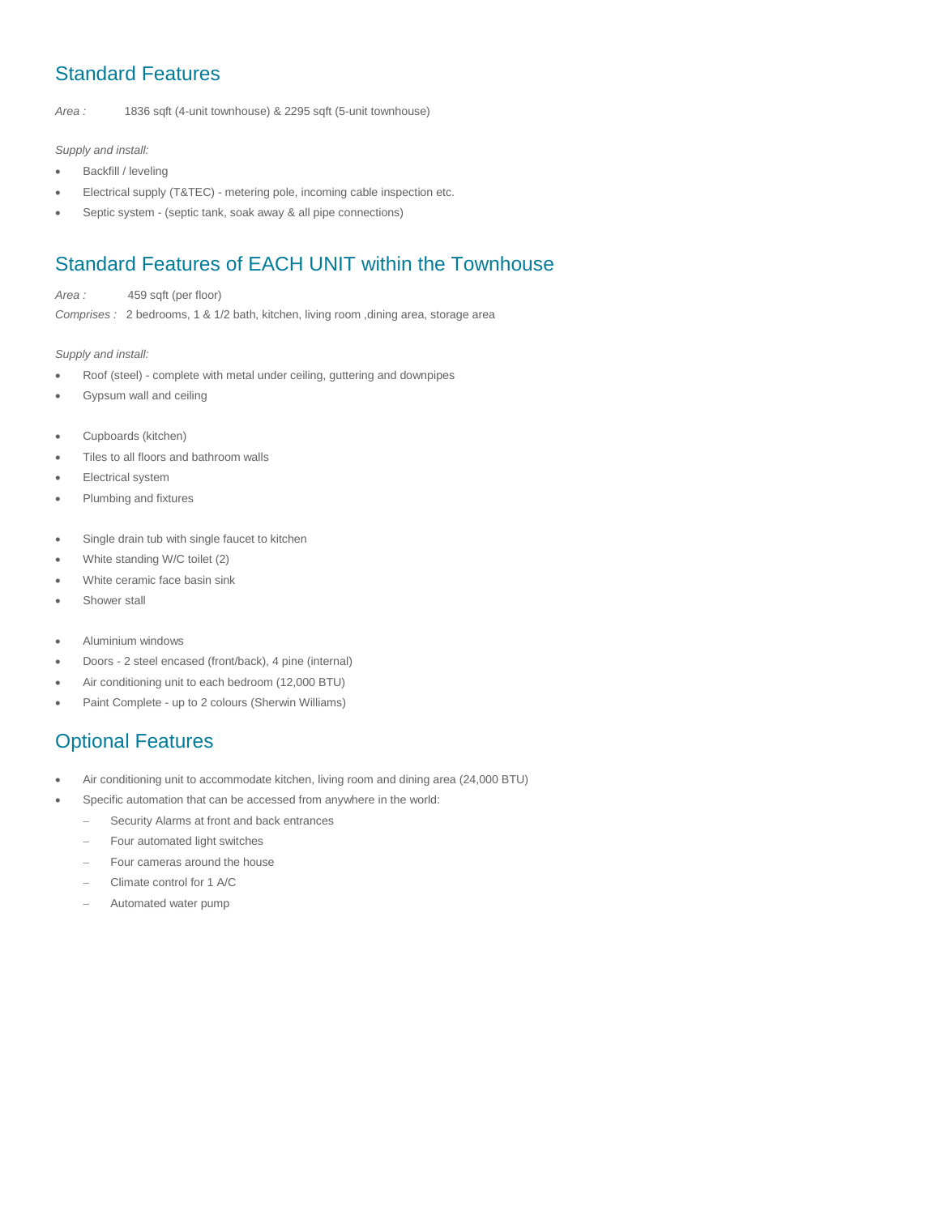## Standard Features

*Area :* 1836 sqft (4-unit townhouse) & 2295 sqft (5-unit townhouse)

*Supply and install:*

- Backfill / leveling
- Electrical supply (T&TEC) - metering pole, incoming cable inspection etc.
- Septic system - (septic tank, soak away & all pipe connections)

## Standard Features of EACH UNIT within the Townhouse

*Area :* 459 sqft (per floor)
*Comprises :* 2 bedrooms, 1 & 1/2 bath, kitchen, living room ,dining area, storage area

*Supply and install:*

- Roof (steel) - complete with metal under ceiling, guttering and downpipes
- Gypsum wall and ceiling

- Cupboards (kitchen)
- Tiles to all floors and bathroom walls
- Electrical system
- Plumbing and fixtures

- Single drain tub with single faucet to kitchen
- White standing W/C toilet (2)
- White ceramic face basin sink
- Shower stall

- Aluminium windows
- Doors - 2 steel encased (front/back), 4 pine (internal)
- Air conditioning unit to each bedroom (12,000 BTU)
- Paint Complete - up to 2 colours (Sherwin Williams)

## Optional Features

- Air conditioning unit to accommodate kitchen, living room and dining area (24,000 BTU)
- Specific automation that can be accessed from anywhere in the world:
  - Security Alarms at front and back entrances
  - Four automated light switches
  - Four cameras around the house
  - Climate control for 1 A/C
  - Automated water pump